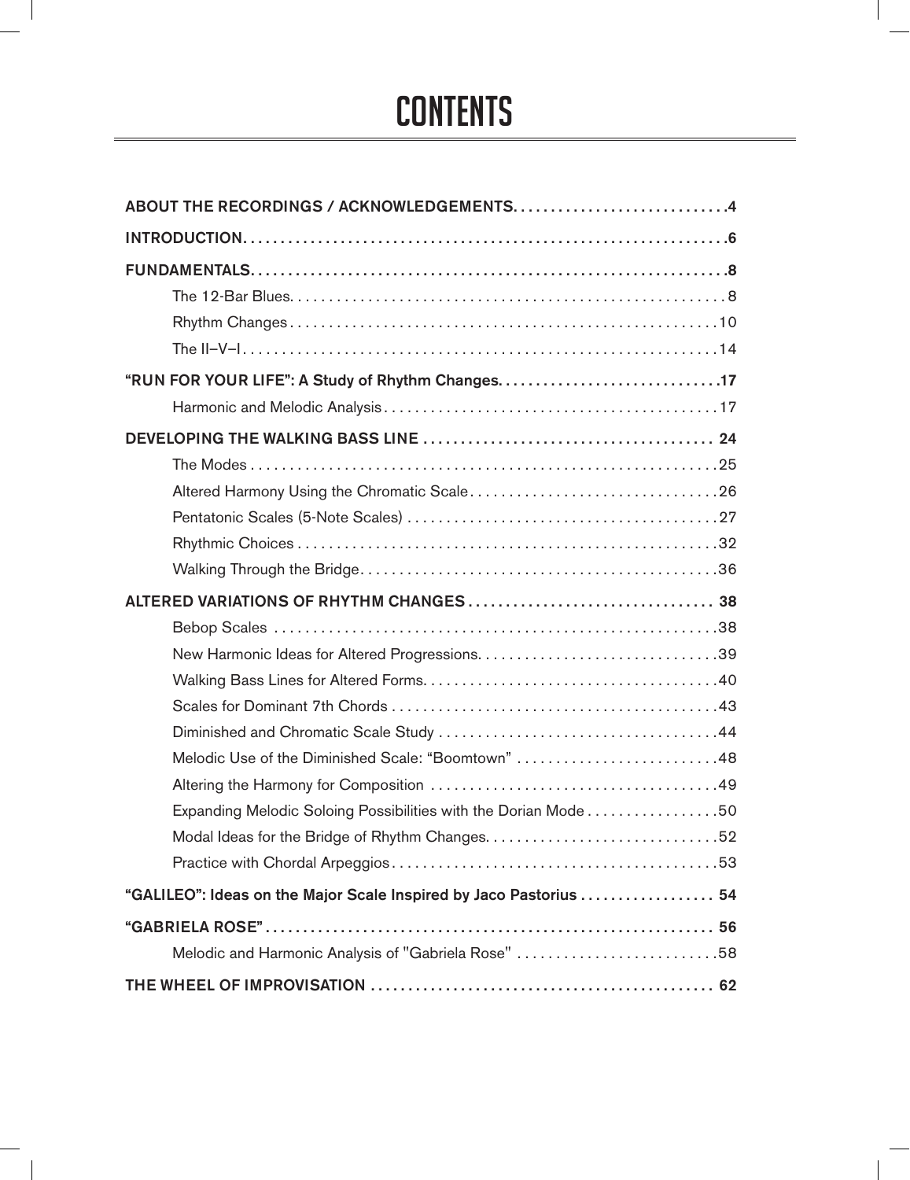# CONTENTS

**ABOUT THE RECORDINGS / ACKNOWLEDGEMENTS** .......... **4**

**INTRODUCTION** .......... **6**

**FUNDAMENTALS** .......... **8**

- The 12-Bar Blues .......... 8
- Rhythm Changes .......... 10
- The II–V–I .......... 14

**"RUN FOR YOUR LIFE": A Study of Rhythm Changes** .......... **17**

- Harmonic and Melodic Analysis .......... 17

**DEVELOPING THE WALKING BASS LINE** .......... **24**

- The Modes .......... 25
- Altered Harmony Using the Chromatic Scale .......... 26
- Pentatonic Scales (5-Note Scales) .......... 27
- Rhythmic Choices .......... 32
- Walking Through the Bridge .......... 36

**ALTERED VARIATIONS OF RHYTHM CHANGES** .......... **38**

- Bebop Scales .......... 38
- New Harmonic Ideas for Altered Progressions .......... 39
- Walking Bass Lines for Altered Forms .......... 40
- Scales for Dominant 7th Chords .......... 43
- Diminished and Chromatic Scale Study .......... 44
- Melodic Use of the Diminished Scale: "Boomtown" .......... 48
- Altering the Harmony for Composition .......... 49
- Expanding Melodic Soloing Possibilities with the Dorian Mode .......... 50
- Modal Ideas for the Bridge of Rhythm Changes .......... 52
- Practice with Chordal Arpeggios .......... 53

**"GALILEO": Ideas on the Major Scale Inspired by Jaco Pastorius** .......... **54**

**"GABRIELA ROSE"** .......... **56**

- Melodic and Harmonic Analysis of "Gabriela Rose" .......... 58

**THE WHEEL OF IMPROVISATION** .......... **62**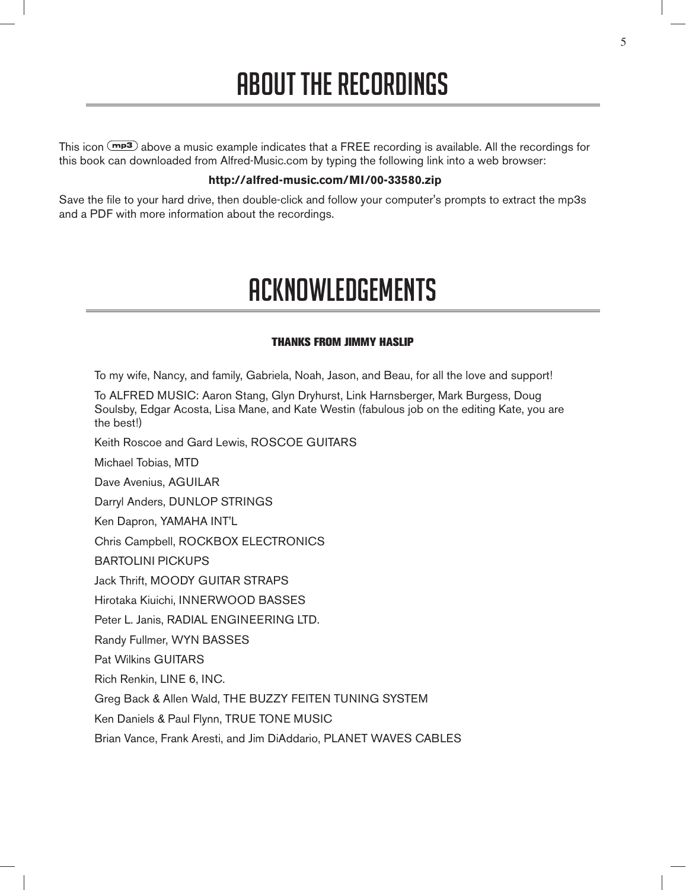# ABOUT THE RECORDINGS

This icon (mp3) above a music example indicates that a FREE recording is available. All the recordings for this book can downloaded from Alfred-Music.com by typing the following link into a web browser:

**http://alfred-music.com/MI/00-33580.zip**

Save the file to your hard drive, then double-click and follow your computer's prompts to extract the mp3s and a PDF with more information about the recordings.

# ACKNOWLEDGEMENTS

### THANKS FROM JIMMY HASLIP

To my wife, Nancy, and family, Gabriela, Noah, Jason, and Beau, for all the love and support!

To ALFRED MUSIC: Aaron Stang, Glyn Dryhurst, Link Harnsberger, Mark Burgess, Doug Soulsby, Edgar Acosta, Lisa Mane, and Kate Westin (fabulous job on the editing Kate, you are the best!)

Keith Roscoe and Gard Lewis, ROSCOE GUITARS

Michael Tobias, MTD

Dave Avenius, AGUILAR

Darryl Anders, DUNLOP STRINGS

Ken Dapron, YAMAHA INT'L

Chris Campbell, ROCKBOX ELECTRONICS

BARTOLINI PICKUPS

Jack Thrift, MOODY GUITAR STRAPS

Hirotaka Kiuichi, INNERWOOD BASSES

Peter L. Janis, RADIAL ENGINEERING LTD.

Randy Fullmer, WYN BASSES

Pat Wilkins GUITARS

Rich Renkin, LINE 6, INC.

Greg Back & Allen Wald, THE BUZZY FEITEN TUNING SYSTEM

Ken Daniels & Paul Flynn, TRUE TONE MUSIC

Brian Vance, Frank Aresti, and Jim DiAddario, PLANET WAVES CABLES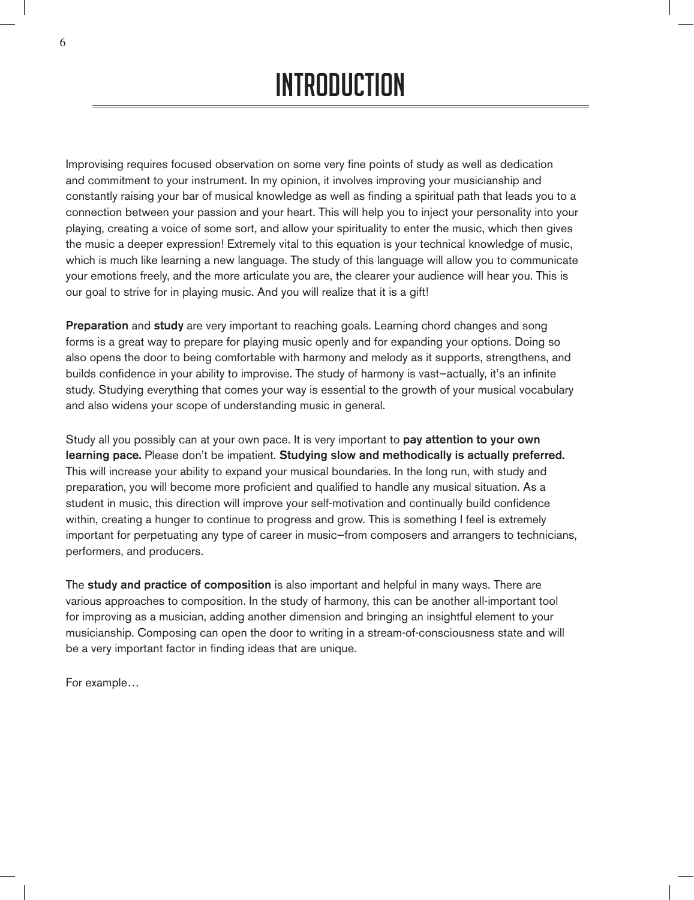# INTRODUCTION

Improvising requires focused observation on some very fine points of study as well as dedication and commitment to your instrument. In my opinion, it involves improving your musicianship and constantly raising your bar of musical knowledge as well as finding a spiritual path that leads you to a connection between your passion and your heart. This will help you to inject your personality into your playing, creating a voice of some sort, and allow your spirituality to enter the music, which then gives the music a deeper expression! Extremely vital to this equation is your technical knowledge of music, which is much like learning a new language. The study of this language will allow you to communicate your emotions freely, and the more articulate you are, the clearer your audience will hear you. This is our goal to strive for in playing music. And you will realize that it is a gift!

**Preparation** and **study** are very important to reaching goals. Learning chord changes and song forms is a great way to prepare for playing music openly and for expanding your options. Doing so also opens the door to being comfortable with harmony and melody as it supports, strengthens, and builds confidence in your ability to improvise. The study of harmony is vast—actually, it's an infinite study. Studying everything that comes your way is essential to the growth of your musical vocabulary and also widens your scope of understanding music in general.

Study all you possibly can at your own pace. It is very important to **pay attention to your own learning pace.** Please don't be impatient. **Studying slow and methodically is actually preferred.** This will increase your ability to expand your musical boundaries. In the long run, with study and preparation, you will become more proficient and qualified to handle any musical situation. As a student in music, this direction will improve your self-motivation and continually build confidence within, creating a hunger to continue to progress and grow. This is something I feel is extremely important for perpetuating any type of career in music—from composers and arrangers to technicians, performers, and producers.

The **study and practice of composition** is also important and helpful in many ways. There are various approaches to composition. In the study of harmony, this can be another all-important tool for improving as a musician, adding another dimension and bringing an insightful element to your musicianship. Composing can open the door to writing in a stream-of-consciousness state and will be a very important factor in finding ideas that are unique.

For example…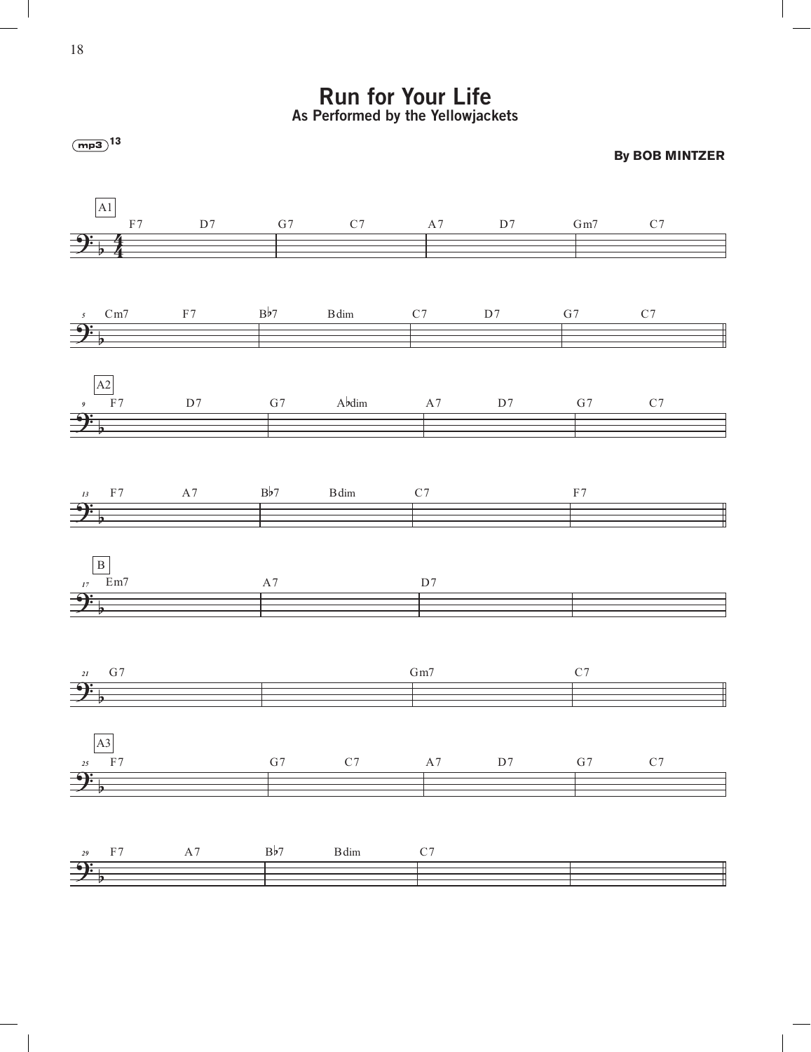# Run for Your Life

**As Performed by the Yellowjackets**

mp3 13

**By BOB MINTZER**

**A1**

| 1 | | | |
|---|---|---|---|
| F7 D7 | G7 C7 | A7 D7 | Gm7 C7 |

| 5 | | | |
|---|---|---|---|
| Cm7 F7 | B♭7 Bdim | C7 D7 | G7 C7 |

**A2**

| 9 | | | |
|---|---|---|---|
| F7 D7 | G7 A♭dim | A7 D7 | G7 C7 |

| 13 | | | |
|---|---|---|---|
| F7 A7 | B♭7 Bdim | C7 | F7 |

**B**

| 17 | | | |
|---|---|---|---|
| Em7 | A7 | D7 | |

| 21 | | | |
|---|---|---|---|
| G7 | | Gm7 | C7 |

**A3**

| 25 | | | |
|---|---|---|---|
| F7 | G7 C7 | A7 D7 | G7 C7 |

| 29 | | | |
|---|---|---|---|
| F7 A7 | B♭7 Bdim | C7 | |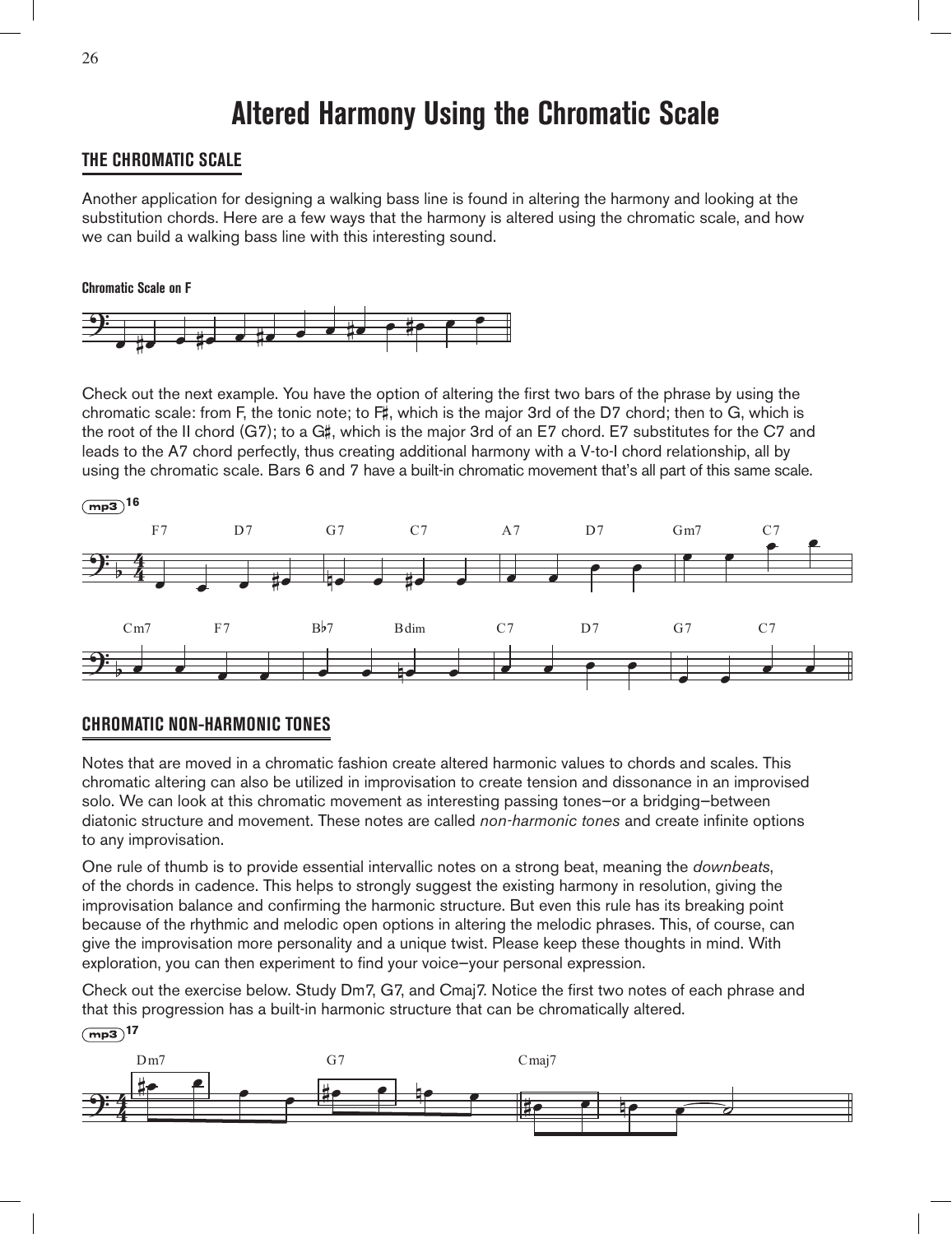# Altered Harmony Using the Chromatic Scale

## THE CHROMATIC SCALE

Another application for designing a walking bass line is found in altering the harmony and looking at the substitution chords. Here are a few ways that the harmony is altered using the chromatic scale, and how we can build a walking bass line with this interesting sound.

**Chromatic Scale on F**

Check out the next example. You have the option of altering the first two bars of the phrase by using the chromatic scale: from F, the tonic note; to F♯, which is the major 3rd of the D7 chord; then to G, which is the root of the II chord (G7); to a G♯, which is the major 3rd of an E7 chord. E7 substitutes for the C7 and leads to the A7 chord perfectly, thus creating additional harmony with a V-to-I chord relationship, all by using the chromatic scale. Bars 6 and 7 have a built-in chromatic movement that's all part of this same scale.

mp3 16

F7 D7 G7 C7 A7 D7 Gm7 C7

Cm7 F7 B♭7 Bdim C7 D7 G7 C7

## CHROMATIC NON-HARMONIC TONES

Notes that are moved in a chromatic fashion create altered harmonic values to chords and scales. This chromatic altering can also be utilized in improvisation to create tension and dissonance in an improvised solo. We can look at this chromatic movement as interesting passing tones–or a bridging–between diatonic structure and movement. These notes are called *non-harmonic tones* and create infinite options to any improvisation.

One rule of thumb is to provide essential intervallic notes on a strong beat, meaning the *downbeats*, of the chords in cadence. This helps to strongly suggest the existing harmony in resolution, giving the improvisation balance and confirming the harmonic structure. But even this rule has its breaking point because of the rhythmic and melodic open options in altering the melodic phrases. This, of course, can give the improvisation more personality and a unique twist. Please keep these thoughts in mind. With exploration, you can then experiment to find your voice–your personal expression.

Check out the exercise below. Study Dm7, G7, and Cmaj7. Notice the first two notes of each phrase and that this progression has a built-in harmonic structure that can be chromatically altered.

mp3 17

Dm7 G7 Cmaj7